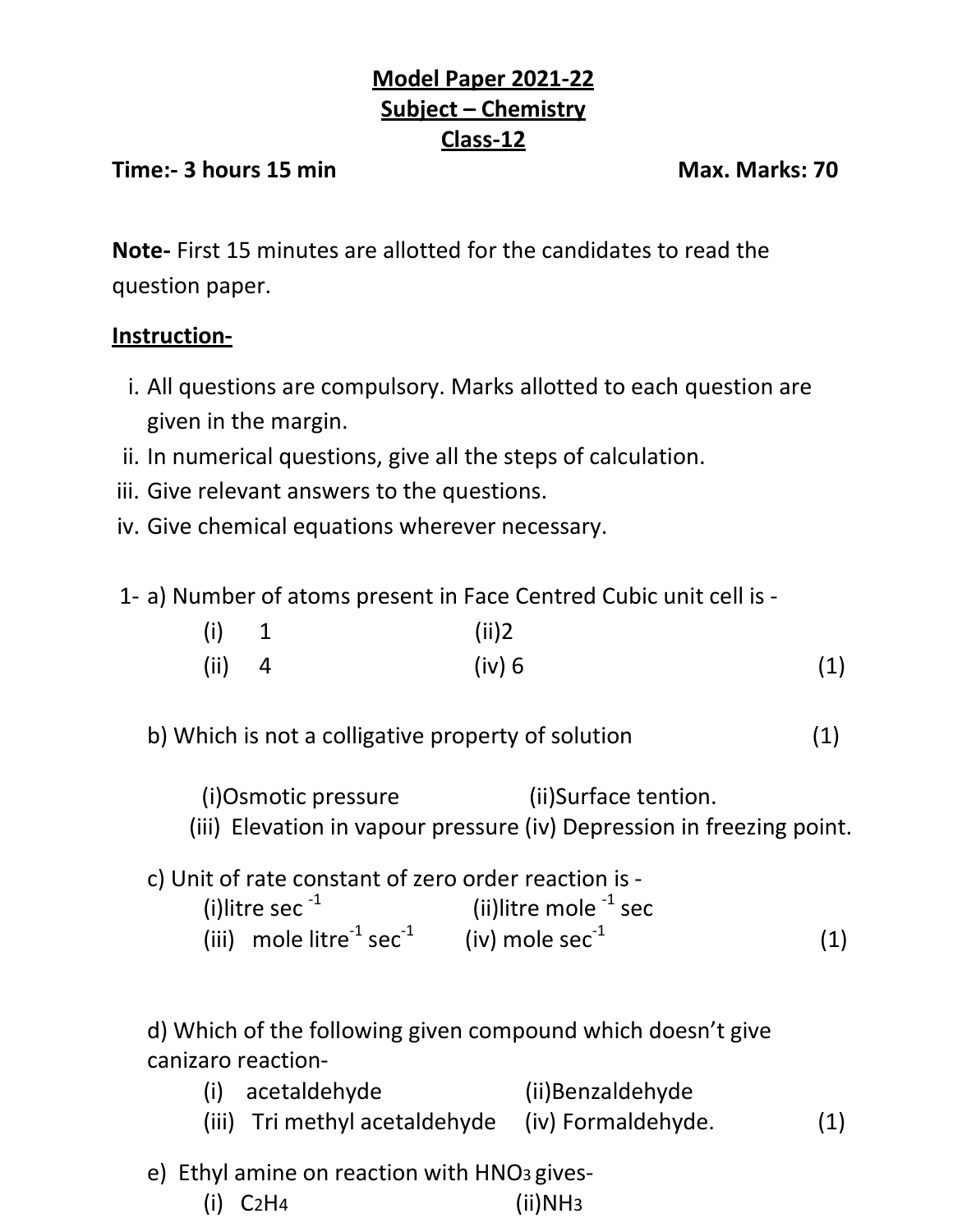**Model Paper 2021-22**

**Subject – Chemistry**

**Class-12**

**Time:- 3 hours 15 min** **Max. Marks: 70**

**Note-** First 15 minutes are allotted for the candidates to read the question paper.

**Instruction-**

i. All questions are compulsory. Marks allotted to each question are given in the margin.
ii. In numerical questions, give all the steps of calculation.
iii. Give relevant answers to the questions.
iv. Give chemical equations wherever necessary.

1- a) Number of atoms present in Face Centred Cubic unit cell is -

(i) 1 (ii)2
(ii) 4 (iv) 6 (1)

b) Which is not a colligative property of solution (1)

(i)Osmotic pressure (ii)Surface tention.
(iii) Elevation in vapour pressure (iv) Depression in freezing point.

c) Unit of rate constant of zero order reaction is -

(i)litre $sec^{-1}$ (ii)litre $mole^{-1}$ sec
(iii) mole $litre^{-1}$ $sec^{-1}$ (iv) mole $sec^{-1}$ (1)

d) Which of the following given compound which doesn't give canizaro reaction-

(i) acetaldehyde (ii)Benzaldehyde
(iii) Tri methyl acetaldehyde (iv) Formaldehyde. (1)

e) Ethyl amine on reaction with $HNO_3$ gives-

(i) $C_2H_4$ (ii)$NH_3$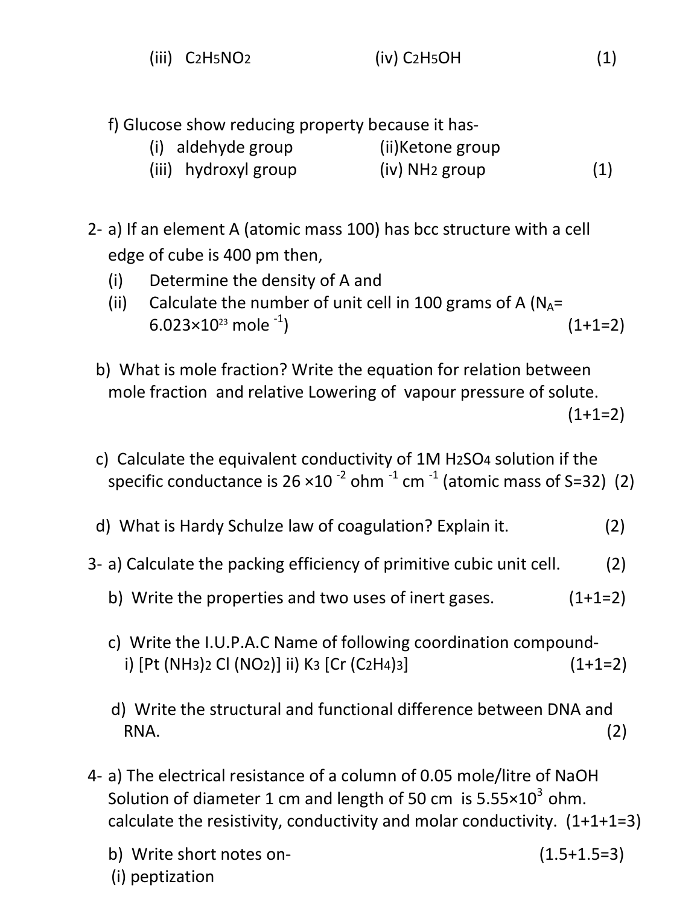(iii) $C_2H_5NO_2$ (iv) $C_2H_5OH$ (1)

f) Glucose show reducing property because it has-

(i) aldehyde group (ii)Ketone group

(iii) hydroxyl group (iv) $NH_2$ group (1)

2- a) If an element A (atomic mass 100) has bcc structure with a cell edge of cube is 400 pm then,

(i) Determine the density of A and

(ii) Calculate the number of unit cell in 100 grams of A ($N_A$= $6.023\times10^{23}$ mole $^{-1}$) (1+1=2)

b) What is mole fraction? Write the equation for relation between mole fraction and relative Lowering of vapour pressure of solute. (1+1=2)

c) Calculate the equivalent conductivity of 1M $H_2SO_4$ solution if the specific conductance is $26\times10^{-2}$ ohm $^{-1}$ cm $^{-1}$ (atomic mass of S=32) (2)

d) What is Hardy Schulze law of coagulation? Explain it. (2)

3- a) Calculate the packing efficiency of primitive cubic unit cell. (2)

b) Write the properties and two uses of inert gases. (1+1=2)

c) Write the I.U.P.A.C Name of following coordination compound-

i) $[Pt(NH_3)_2Cl(NO_2)]$ ii) $K_3[Cr(C_2H_4)_3]$ (1+1=2)

d) Write the structural and functional difference between DNA and RNA. (2)

4- a) The electrical resistance of a column of 0.05 mole/litre of NaOH Solution of diameter 1 cm and length of 50 cm is $5.55\times10^3$ ohm. calculate the resistivity, conductivity and molar conductivity. (1+1+1=3)

b) Write short notes on- (1.5+1.5=3)

(i) peptization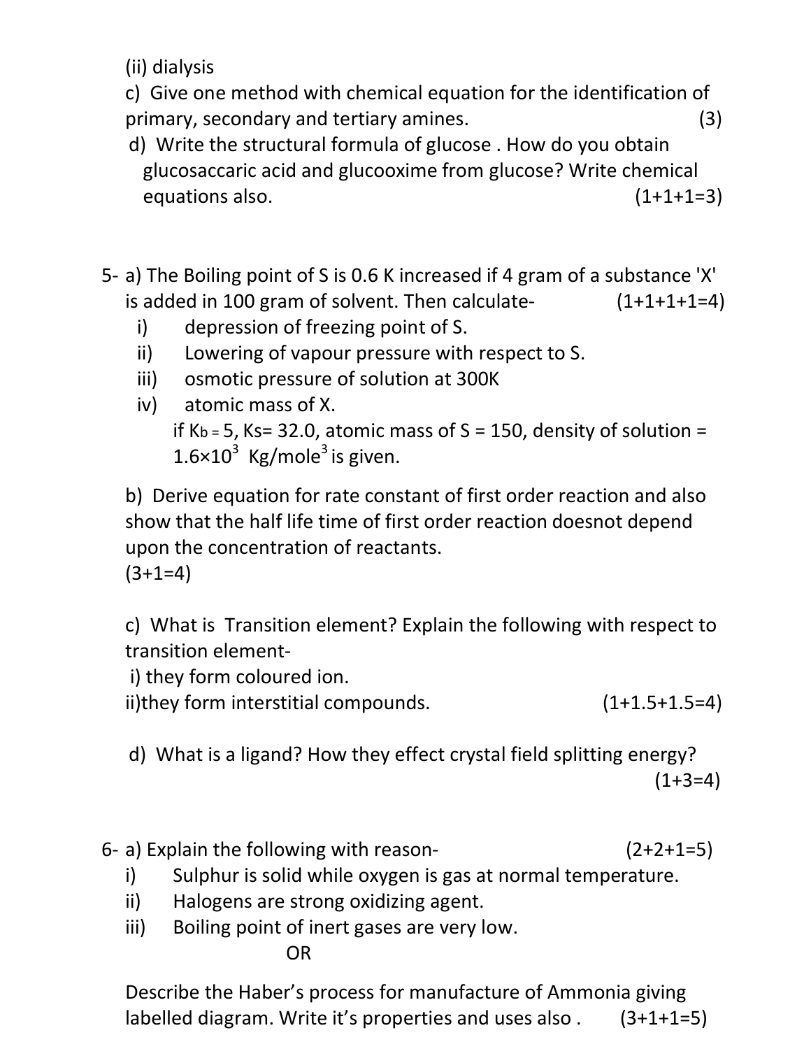(ii) dialysis

c) Give one method with chemical equation for the identification of primary, secondary and tertiary amines. (3)

d) Write the structural formula of glucose . How do you obtain glucosaccaric acid and glucooxime from glucose? Write chemical equations also. (1+1+1=3)

5- a) The Boiling point of S is 0.6 K increased if 4 gram of a substance 'X' is added in 100 gram of solvent. Then calculate- (1+1+1+1=4)

i) depression of freezing point of S.

ii) Lowering of vapour pressure with respect to S.

iii) osmotic pressure of solution at 300K

iv) atomic mass of X.

if $K_b = 5$, Ks= 32.0, atomic mass of S = 150, density of solution = $1.6\times10^3$ $Kg/mole^3$ is given.

b) Derive equation for rate constant of first order reaction and also show that the half life time of first order reaction doesnot depend upon the concentration of reactants.
(3+1=4)

c) What is Transition element? Explain the following with respect to transition element-

i) they form coloured ion.

ii)they form interstitial compounds. (1+1.5+1.5=4)

d) What is a ligand? How they effect crystal field splitting energy? (1+3=4)

6- a) Explain the following with reason- (2+2+1=5)

i) Sulphur is solid while oxygen is gas at normal temperature.

ii) Halogens are strong oxidizing agent.

iii) Boiling point of inert gases are very low.

OR

Describe the Haber's process for manufacture of Ammonia giving labelled diagram. Write it's properties and uses also . (3+1+1=5)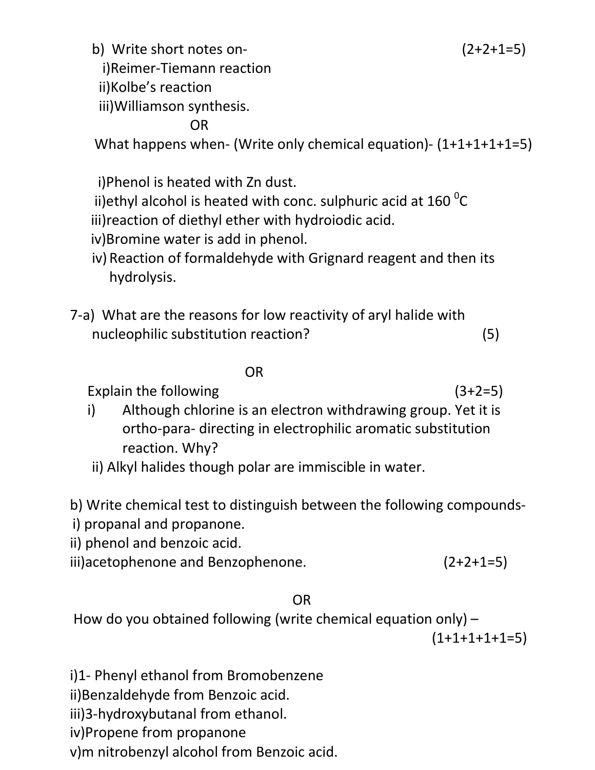b) Write short notes on- (2+2+1=5)

i) Reimer-Tiemann reaction

ii) Kolbe's reaction

iii) Williamson synthesis.

OR

What happens when- (Write only chemical equation)- (1+1+1+1+1=5)

i) Phenol is heated with Zn dust.

ii) ethyl alcohol is heated with conc. sulphuric acid at 160 $^{0}C$

iii) reaction of diethyl ether with hydroiodic acid.

iv) Bromine water is add in phenol.

iv) Reaction of formaldehyde with Grignard reagent and then its hydrolysis.

7-a) What are the reasons for low reactivity of aryl halide with nucleophilic substitution reaction? (5)

OR

Explain the following (3+2=5)

i) Although chlorine is an electron withdrawing group. Yet it is ortho-para- directing in electrophilic aromatic substitution reaction. Why?

ii) Alkyl halides though polar are immiscible in water.

b) Write chemical test to distinguish between the following compounds-

i) propanal and propanone.

ii) phenol and benzoic acid.

iii) acetophenone and Benzophenone. (2+2+1=5)

OR

How do you obtained following (write chemical equation only) – (1+1+1+1+1=5)

i) 1- Phenyl ethanol from Bromobenzene

ii) Benzaldehyde from Benzoic acid.

iii) 3-hydroxybutanal from ethanol.

iv) Propene from propanone

v) m nitrobenzyl alcohol from Benzoic acid.